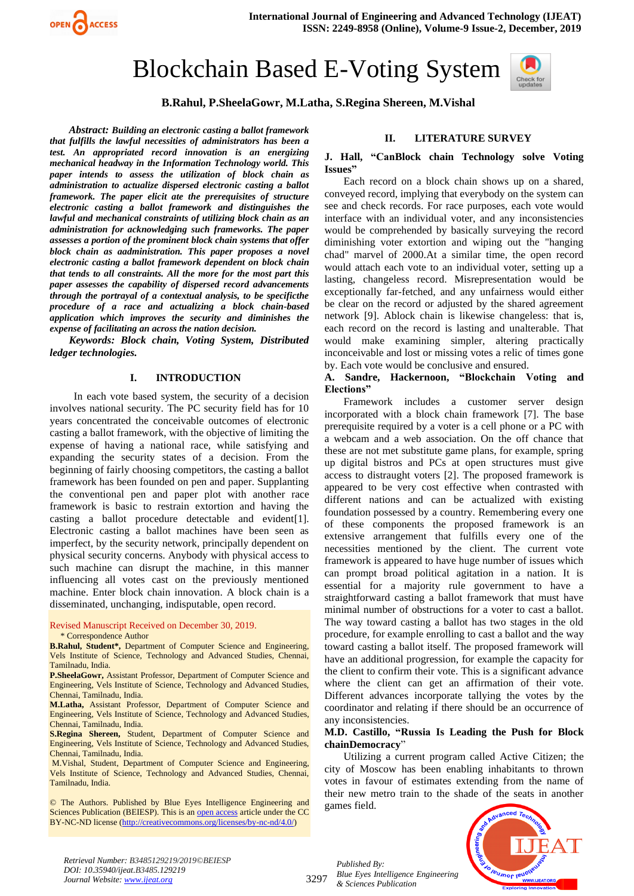# Blockchain Based E-Voting System

**B.Rahul, P.SheelaGowr, M.Latha, S.Regina Shereen, M.Vishal**

***Abstract:*** ***Building an electronic casting a ballot framework that fulfills the lawful necessities of administrators has been a test. An appropriated record innovation is an energizing mechanical headway in the Information Technology world. This paper intends to assess the utilization of block chain as administration to actualize dispersed electronic casting a ballot framework. The paper elicit ate the prerequisites of structure electronic casting a ballot framework and distinguishes the lawful and mechanical constraints of utilizing block chain as an administration for acknowledging such frameworks. The paper assesses a portion of the prominent block chain systems that offer block chain as aadministration. This paper proposes a novel electronic casting a ballot framework dependent on block chain that tends to all constraints. All the more for the most part this paper assesses the capability of dispersed record advancements through the portrayal of a contextual analysis, to be specificthe procedure of a race and actualizing a block chain-based application which improves the security and diminishes the expense of facilitating an across the nation decision.***

***Keywords: Block chain, Voting System, Distributed ledger technologies.***

## I. INTRODUCTION

In each vote based system, the security of a decision involves national security. The PC security field has for 10 years concentrated the conceivable outcomes of electronic casting a ballot framework, with the objective of limiting the expense of having a national race, while satisfying and expanding the security states of a decision. From the beginning of fairly choosing competitors, the casting a ballot framework has been founded on pen and paper. Supplanting the conventional pen and paper plot with another race framework is basic to restrain extortion and having the casting a ballot procedure detectable and evident[1]. Electronic casting a ballot machines have been seen as imperfect, by the security network, principally dependent on physical security concerns. Anybody with physical access to such machine can disrupt the machine, in this manner influencing all votes cast on the previously mentioned machine. Enter block chain innovation. A block chain is a disseminated, unchanging, indisputable, open record.

Revised Manuscript Received on December 30, 2019.

\* Correspondence Author

**B.Rahul, Student\*,** Department of Computer Science and Engineering, Vels Institute of Science, Technology and Advanced Studies, Chennai, Tamilnadu, India.

**P.SheelaGowr,** Assistant Professor, Department of Computer Science and Engineering, Vels Institute of Science, Technology and Advanced Studies, Chennai, Tamilnadu, India.

**M.Latha,** Assistant Professor, Department of Computer Science and Engineering, Vels Institute of Science, Technology and Advanced Studies, Chennai, Tamilnadu, India.

**S.Regina Shereen,** Student, Department of Computer Science and Engineering, Vels Institute of Science, Technology and Advanced Studies, Chennai, Tamilnadu, India.

M.Vishal, Student, Department of Computer Science and Engineering, Vels Institute of Science, Technology and Advanced Studies, Chennai, Tamilnadu, India.

© The Authors. Published by Blue Eyes Intelligence Engineering and Sciences Publication (BEIESP). This is an open access article under the CC BY-NC-ND license (http://creativecommons.org/licenses/by-nc-nd/4.0/)

## II. LITERATURE SURVEY

**J. Hall, "CanBlock chain Technology solve Voting Issues"**

Each record on a block chain shows up on a shared, conveyed record, implying that everybody on the system can see and check records. For race purposes, each vote would interface with an individual voter, and any inconsistencies would be comprehended by basically surveying the record diminishing voter extortion and wiping out the "hanging chad" marvel of 2000.At a similar time, the open record would attach each vote to an individual voter, setting up a lasting, changeless record. Misrepresentation would be exceptionally far-fetched, and any unfairness would either be clear on the record or adjusted by the shared agreement network [9]. Ablock chain is likewise changeless: that is, each record on the record is lasting and unalterable. That would make examining simpler, altering practically inconceivable and lost or missing votes a relic of times gone by. Each vote would be conclusive and ensured.

**A. Sandre, Hackernoon, "Blockchain Voting and Elections"**

Framework includes a customer server design incorporated with a block chain framework [7]. The base prerequisite required by a voter is a cell phone or a PC with a webcam and a web association. On the off chance that these are not met substitute game plans, for example, spring up digital bistros and PCs at open structures must give access to distraught voters [2]. The proposed framework is appeared to be very cost effective when contrasted with different nations and can be actualized with existing foundation possessed by a country. Remembering every one of these components the proposed framework is an extensive arrangement that fulfills every one of the necessities mentioned by the client. The current vote framework is appeared to have huge number of issues which can prompt broad political agitation in a nation. It is essential for a majority rule government to have a straightforward casting a ballot framework that must have minimal number of obstructions for a voter to cast a ballot. The way toward casting a ballot has two stages in the old procedure, for example enrolling to cast a ballot and the way toward casting a ballot itself. The proposed framework will have an additional progression, for example the capacity for the client to confirm their vote. This is a significant advance where the client can get an affirmation of their vote. Different advances incorporate tallying the votes by the coordinator and relating if there should be an occurrence of any inconsistencies.

**M.D. Castillo, "Russia Is Leading the Push for Block chainDemocracy"**

Utilizing a current program called Active Citizen; the city of Moscow has been enabling inhabitants to thrown votes in favour of estimates extending from the name of their new metro train to the shade of the seats in another games field.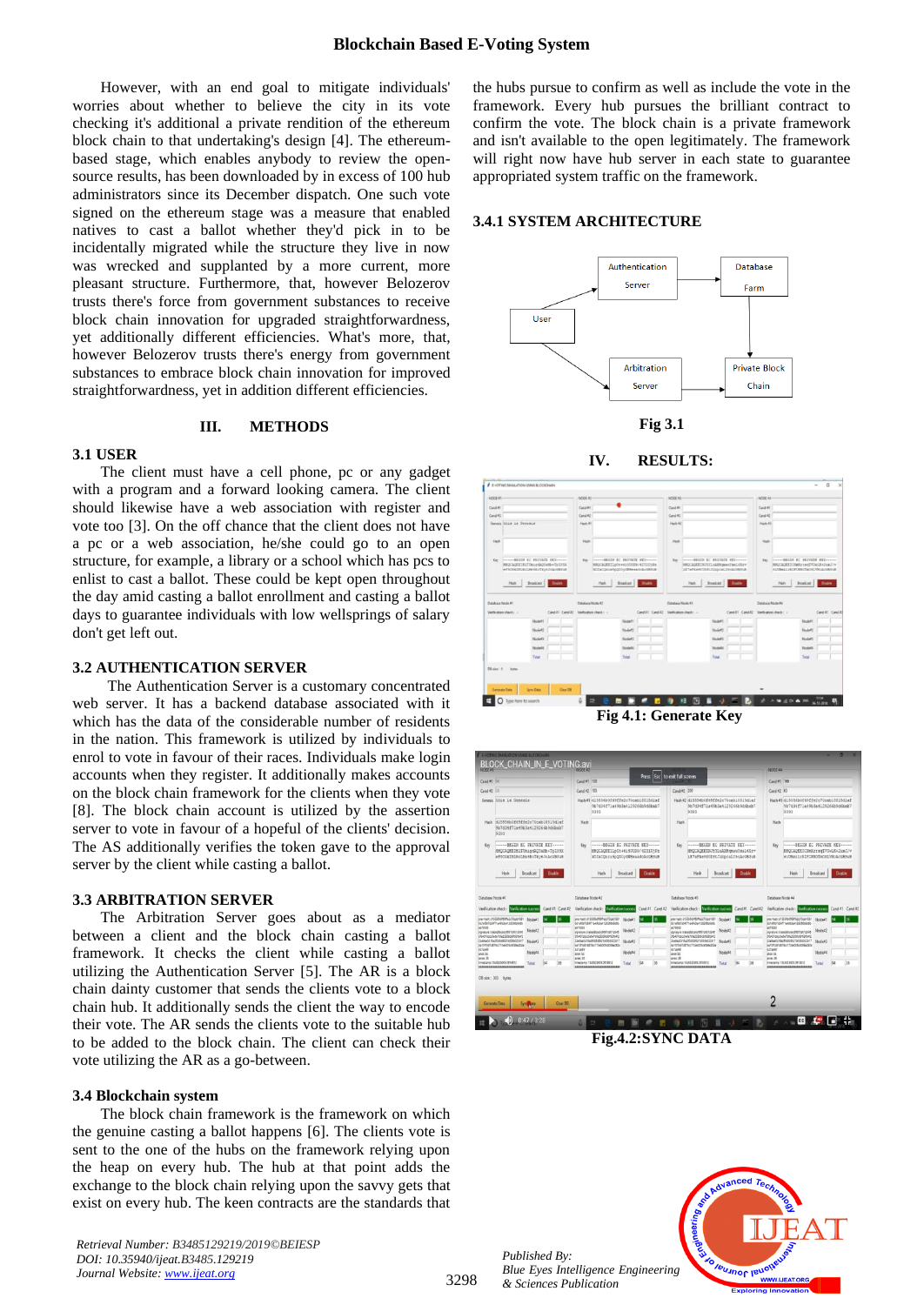However, with an end goal to mitigate individuals' worries about whether to believe the city in its vote checking it's additional a private rendition of the ethereum block chain to that undertaking's design [4]. The ethereum-based stage, which enables anybody to review the open-source results, has been downloaded by in excess of 100 hub administrators since its December dispatch. One such vote signed on the ethereum stage was a measure that enabled natives to cast a ballot whether they'd pick in to be incidentally migrated while the structure they live in was wrecked and supplanted by a more current, more pleasant structure. Furthermore, that, however Belozerov trusts there's force from government substances to receive block chain innovation for upgraded straightforwardness, yet additionally different efficiencies. What's more, that, however Belozerov trusts there's energy from government substances to embrace block chain innovation for improved straightforwardness, yet in addition different efficiencies.

## III. METHODS

### 3.1 USER

The client must have a cell phone, pc or any gadget with a program and a forward looking camera. The client should likewise have a web association with register and vote too [3]. On the off chance that the client does not have a pc or a web association, he/she could go to an open structure, for example, a library or a school which has pcs to enlist to cast a ballot. These could be kept open throughout the day amid casting a ballot enrollment and casting a ballot days to guarantee individuals with low wellsprings of salary don't get left out.

### 3.2 AUTHENTICATION SERVER

The Authentication Server is a customary concentrated web server. It has a backend database associated with it which has the data of the considerable number of residents in the nation. This framework is utilized by individuals to enrol to vote in favour of their races. It likewise make login accounts when they register. It additionally makes accounts on the block chain framework for the clients when they vote [8]. The block chain account is utilized by the assertion server to vote in favour of a hopeful of the clients' decision. The AS additionally verifies the token gave to the approval server by the client while casting a ballot.

### 3.3 ARBITRATION SERVER

The Arbitration Server goes about as a mediator between a client and the block chain casting a ballot framework. It checks the client while casting a ballot utilizing the Authentication Server [5]. The AR is a block chain dainty customer that sends the clients vote to a block chain hub. It additionally sends the client the way to encode their vote. The AR sends the clients vote to the suitable hub to be added to the block chain. The client can check their vote utilizing the AR as a go-between.

### 3.4 Blockchain system

The block chain framework is the framework on which the genuine casting a ballot happens [6]. The clients vote is sent to the one of the hubs on the framework relying upon the heap on every hub. The hub at that point adds the exchange to the block chain relying upon the savvy gets that exist on every hub. The keen contracts are the standards that the hubs pursue to confirm as well as include the vote in the framework. Every hub pursues the brilliant contract to confirm the vote. The block chain is a private framework and isn't available to the open legitimately. The framework will right now have hub server in each state to guarantee appropriated system traffic on the framework.

### 3.4.1 SYSTEM ARCHITECTURE

Fig 3.1

## IV. RESULTS:

Fig 4.1: Generate Key

Fig.4.2:SYNC DATA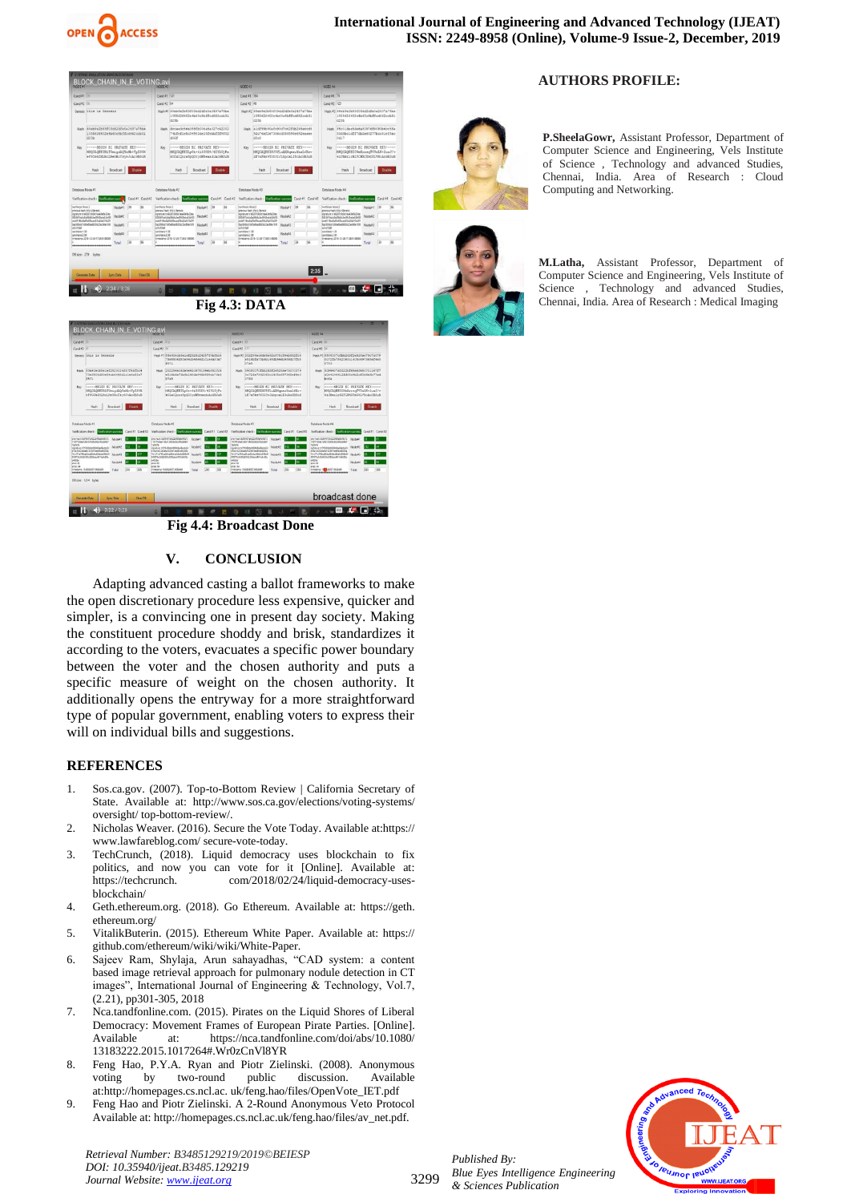Fig 4.3: DATA

Fig 4.4: Broadcast Done

## V. CONCLUSION

Adapting advanced casting a ballot frameworks to make the open discretionary procedure less expensive, quicker and simpler, is a convincing one in present day society. Making the constituent procedure shoddy and brisk, standardizes it according to the voters, evacuates a specific power boundary between the voter and the chosen authority and puts a specific measure of weight on the chosen authority. It additionally opens the entryway for a more straightforward type of popular government, enabling voters to express their will on individual bills and suggestions.

## REFERENCES

1. Sos.ca.gov. (2007). Top-to-Bottom Review | California Secretary of State. Available at: http://www.sos.ca.gov/elections/voting-systems/ oversight/ top-bottom-review/.
2. Nicholas Weaver. (2016). Secure the Vote Today. Available at:https:// www.lawfareblog.com/ secure-vote-today.
3. TechCrunch, (2018). Liquid democracy uses blockchain to fix politics, and now you can vote for it [Online]. Available at: https://techcrunch. com/2018/02/24/liquid-democracy-uses-blockchain/
4. Geth.ethereum.org. (2018). Go Ethereum. Available at: https://geth. ethereum.org/
5. VitalikButerin. (2015). Ethereum White Paper. Available at: https:// github.com/ethereum/wiki/wiki/White-Paper.
6. Sajeev Ram, Shylaja, Arun sahayadhas, "CAD system: a content based image retrieval approach for pulmonary nodule detection in CT images", International Journal of Engineering & Technology, Vol.7, (2.21), pp301-305, 2018
7. Nca.tandfonline.com. (2015). Pirates on the Liquid Shores of Liberal Democracy: Movement Frames of European Pirate Parties. [Online]. Available at: https://nca.tandfonline.com/doi/abs/10.1080/ 13183222.2015.1017264#.Wr0zCnVl8YR
8. Feng Hao, P.Y.A. Ryan and Piotr Zielinski. (2008). Anonymous voting by two-round public discussion. Available at:http://homepages.cs.ncl.ac. uk/feng.hao/files/OpenVote_IET.pdf
9. Feng Hao and Piotr Zielinski. A 2-Round Anonymous Veto Protocol Available at: http://homepages.cs.ncl.ac.uk/feng.hao/files/av_net.pdf.

## AUTHORS PROFILE:

**P.SheelaGowr,** Assistant Professor, Department of Computer Science and Engineering, Vels Institute of Science , Technology and advanced Studies, Chennai, India. Area of Research : Cloud Computing and Networking.

**M.Latha,** Assistant Professor, Department of Computer Science and Engineering, Vels Institute of Science , Technology and advanced Studies, Chennai, India. Area of Research : Medical Imaging